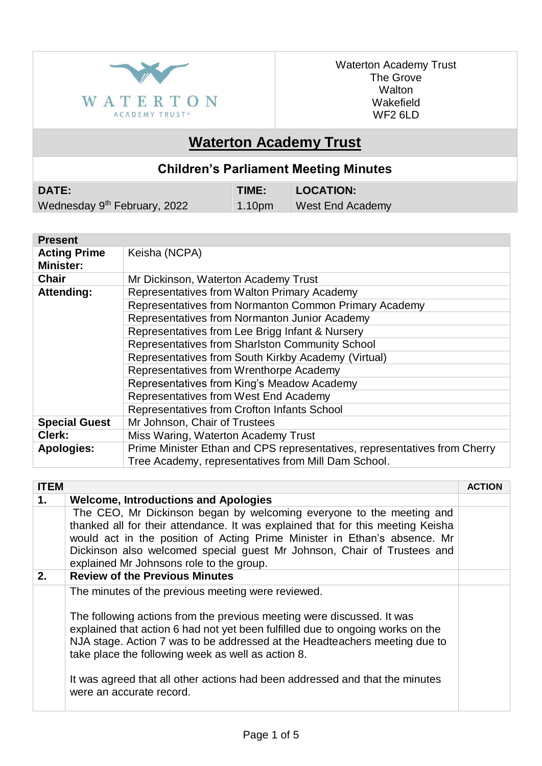Waterton Academy Trust
The Grove
Walton
Wakefield
WF2 6LD

# Waterton Academy Trust

## Children's Parliament Meeting Minutes

| DATE: | TIME: | LOCATION: |
|---|---|---|
| Wednesday 9th February, 2022 | 1.10pm | West End Academy |

| Present | |
|---|---|
| **Acting Prime Minister:** | Keisha (NCPA) |
| **Chair** | Mr Dickinson, Waterton Academy Trust |
| **Attending:** | Representatives from Walton Primary Academy |
| | Representatives from Normanton Common Primary Academy |
| | Representatives from Normanton Junior Academy |
| | Representatives from Lee Brigg Infant & Nursery |
| | Representatives from Sharlston Community School |
| | Representatives from South Kirkby Academy (Virtual) |
| | Representatives from Wrenthorpe Academy |
| | Representatives from King's Meadow Academy |
| | Representatives from West End Academy |
| | Representatives from Crofton Infants School |
| **Special Guest** | Mr Johnson, Chair of Trustees |
| **Clerk:** | Miss Waring, Waterton Academy Trust |
| **Apologies:** | Prime Minister Ethan and CPS representatives, representatives from Cherry Tree Academy, representatives from Mill Dam School. |

| ITEM | | ACTION |
|---|---|---|
| **1.** | **Welcome, Introductions and Apologies** | |
| | The CEO, Mr Dickinson began by welcoming everyone to the meeting and thanked all for their attendance. It was explained that for this meeting Keisha would act in the position of Acting Prime Minister in Ethan's absence. Mr Dickinson also welcomed special guest Mr Johnson, Chair of Trustees and explained Mr Johnsons role to the group. | |
| **2.** | **Review of the Previous Minutes** | |
| | The minutes of the previous meeting were reviewed.<br><br>The following actions from the previous meeting were discussed. It was explained that action 6 had not yet been fulfilled due to ongoing works on the NJA stage. Action 7 was to be addressed at the Headteachers meeting due to take place the following week as well as action 8.<br><br>It was agreed that all other actions had been addressed and that the minutes were an accurate record. | |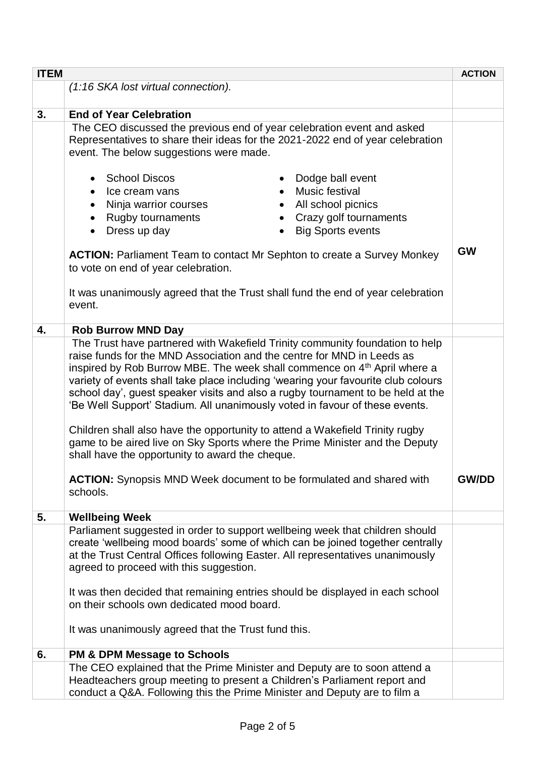| ITEM | | ACTION |
|---|---|---|
| | *(1:16 SKA lost virtual connection).* | |
| **3.** | **End of Year Celebration** | |
| | The CEO discussed the previous end of year celebration event and asked Representatives to share their ideas for the 2021-2022 end of year celebration event. The below suggestions were made.<br><br>• School Discos<br>• Ice cream vans<br>• Ninja warrior courses<br>• Rugby tournaments<br>• Dress up day<br>• Dodge ball event<br>• Music festival<br>• All school picnics<br>• Crazy golf tournaments<br>• Big Sports events<br><br>**ACTION:** Parliament Team to contact Mr Sephton to create a Survey Monkey to vote on end of year celebration.<br><br>It was unanimously agreed that the Trust shall fund the end of year celebration event. | **GW** |
| **4.** | **Rob Burrow MND Day** | |
| | The Trust have partnered with Wakefield Trinity community foundation to help raise funds for the MND Association and the centre for MND in Leeds as inspired by Rob Burrow MBE. The week shall commence on 4th April where a variety of events shall take place including 'wearing your favourite club colours school day', guest speaker visits and also a rugby tournament to be held at the 'Be Well Support' Stadium. All unanimously voted in favour of these events.<br><br>Children shall also have the opportunity to attend a Wakefield Trinity rugby game to be aired live on Sky Sports where the Prime Minister and the Deputy shall have the opportunity to award the cheque.<br><br>**ACTION:** Synopsis MND Week document to be formulated and shared with schools. | **GW/DD** |
| **5.** | **Wellbeing Week** | |
| | Parliament suggested in order to support wellbeing week that children should create 'wellbeing mood boards' some of which can be joined together centrally at the Trust Central Offices following Easter. All representatives unanimously agreed to proceed with this suggestion.<br><br>It was then decided that remaining entries should be displayed in each school on their schools own dedicated mood board.<br><br>It was unanimously agreed that the Trust fund this. | |
| **6.** | **PM & DPM Message to Schools** | |
| | The CEO explained that the Prime Minister and Deputy are to soon attend a Headteachers group meeting to present a Children's Parliament report and conduct a Q&A. Following this the Prime Minister and Deputy are to film a | |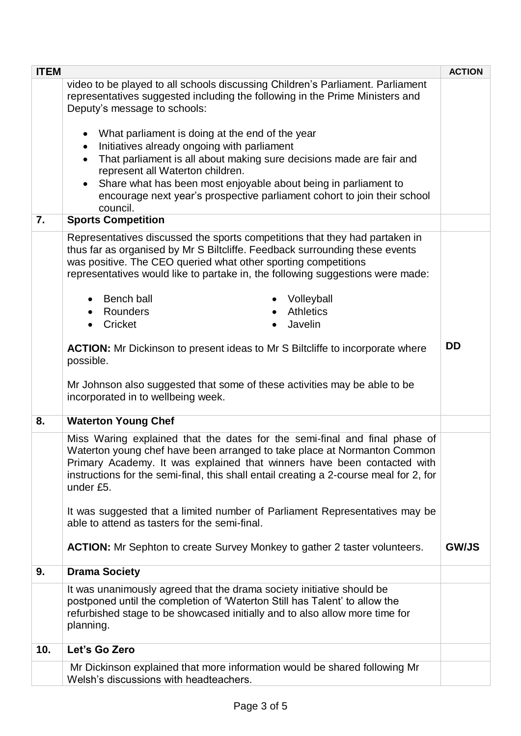| ITEM | | ACTION |
|---|---|---|
| | video to be played to all schools discussing Children's Parliament. Parliament representatives suggested including the following in the Prime Ministers and Deputy's message to schools:<br><br>• What parliament is doing at the end of the year<br>• Initiatives already ongoing with parliament<br>• That parliament is all about making sure decisions made are fair and represent all Waterton children.<br>• Share what has been most enjoyable about being in parliament to encourage next year's prospective parliament cohort to join their school council. | |
| **7.** | **Sports Competition** | |
| | Representatives discussed the sports competitions that they had partaken in thus far as organised by Mr S Biltcliffe. Feedback surrounding these events was positive. The CEO queried what other sporting competitions representatives would like to partake in, the following suggestions were made:<br><br>• Bench ball<br>• Rounders<br>• Cricket<br>• Volleyball<br>• Athletics<br>• Javelin<br><br>**ACTION:** Mr Dickinson to present ideas to Mr S Biltcliffe to incorporate where possible.<br><br>Mr Johnson also suggested that some of these activities may be able to be incorporated in to wellbeing week. | **DD** |
| **8.** | **Waterton Young Chef** | |
| | Miss Waring explained that the dates for the semi-final and final phase of Waterton young chef have been arranged to take place at Normanton Common Primary Academy. It was explained that winners have been contacted with instructions for the semi-final, this shall entail creating a 2-course meal for 2, for under £5.<br><br>It was suggested that a limited number of Parliament Representatives may be able to attend as tasters for the semi-final.<br><br>**ACTION:** Mr Sephton to create Survey Monkey to gather 2 taster volunteers. | **GW/JS** |
| **9.** | **Drama Society** | |
| | It was unanimously agreed that the drama society initiative should be postponed until the completion of 'Waterton Still has Talent' to allow the refurbished stage to be showcased initially and to also allow more time for planning. | |
| **10.** | **Let's Go Zero** | |
| | Mr Dickinson explained that more information would be shared following Mr Welsh's discussions with headteachers. | |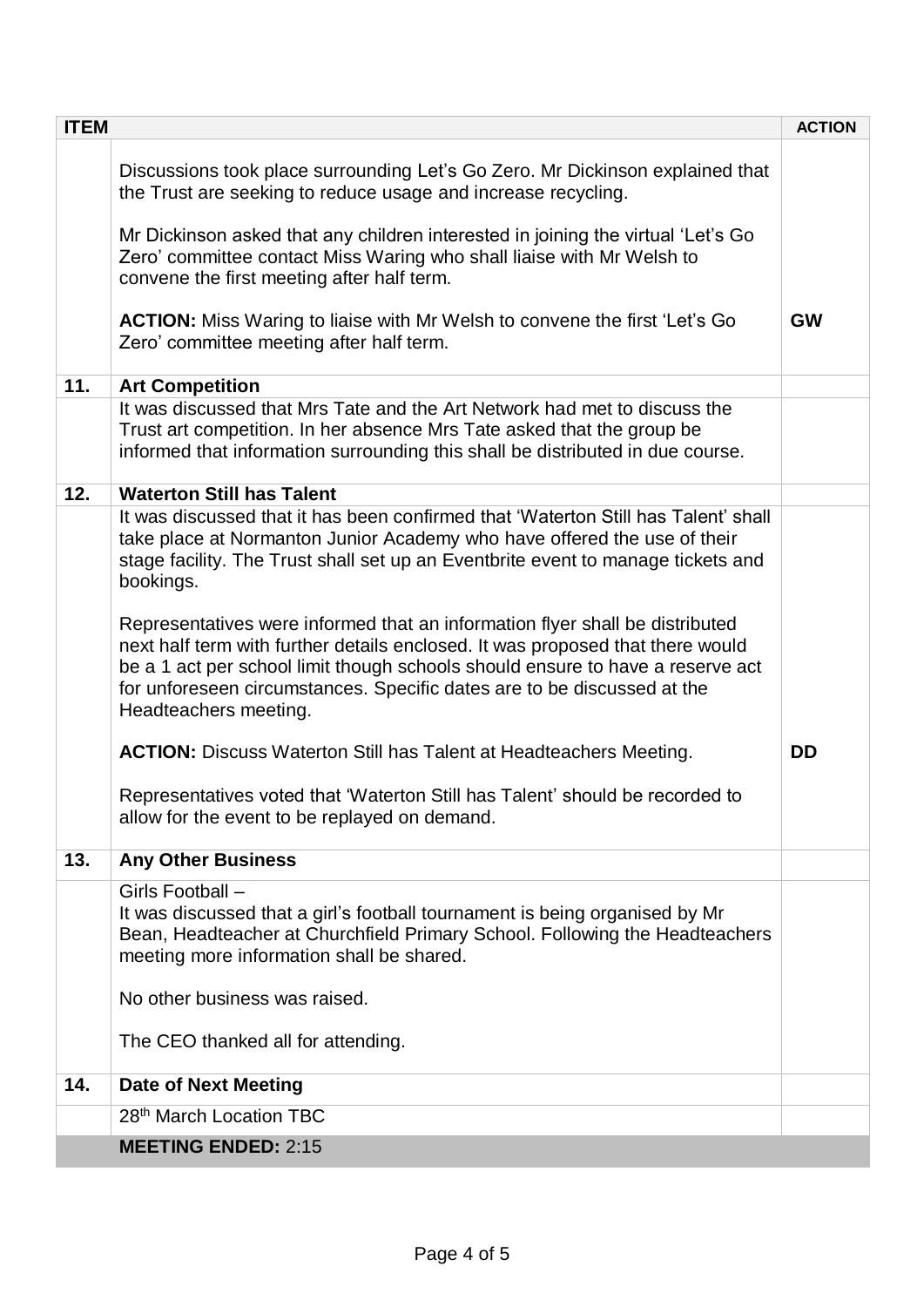| ITEM | | ACTION |
|---|---|---|
| | Discussions took place surrounding Let's Go Zero. Mr Dickinson explained that the Trust are seeking to reduce usage and increase recycling.<br><br>Mr Dickinson asked that any children interested in joining the virtual 'Let's Go Zero' committee contact Miss Waring who shall liaise with Mr Welsh to convene the first meeting after half term.<br><br>**ACTION:** Miss Waring to liaise with Mr Welsh to convene the first 'Let's Go Zero' committee meeting after half term. | **GW** |
| **11.** | **Art Competition** | |
| | It was discussed that Mrs Tate and the Art Network had met to discuss the Trust art competition. In her absence Mrs Tate asked that the group be informed that information surrounding this shall be distributed in due course. | |
| **12.** | **Waterton Still has Talent** | |
| | It was discussed that it has been confirmed that 'Waterton Still has Talent' shall take place at Normanton Junior Academy who have offered the use of their stage facility. The Trust shall set up an Eventbrite event to manage tickets and bookings.<br><br>Representatives were informed that an information flyer shall be distributed next half term with further details enclosed. It was proposed that there would be a 1 act per school limit though schools should ensure to have a reserve act for unforeseen circumstances. Specific dates are to be discussed at the Headteachers meeting.<br><br>**ACTION:** Discuss Waterton Still has Talent at Headteachers Meeting.<br><br>Representatives voted that 'Waterton Still has Talent' should be recorded to allow for the event to be replayed on demand. | **DD** |
| **13.** | **Any Other Business** | |
| | Girls Football –<br>It was discussed that a girl's football tournament is being organised by Mr Bean, Headteacher at Churchfield Primary School. Following the Headteachers meeting more information shall be shared.<br><br>No other business was raised.<br><br>The CEO thanked all for attending. | |
| **14.** | **Date of Next Meeting** | |
| | 28th March Location TBC | |
| | **MEETING ENDED:** 2:15 | |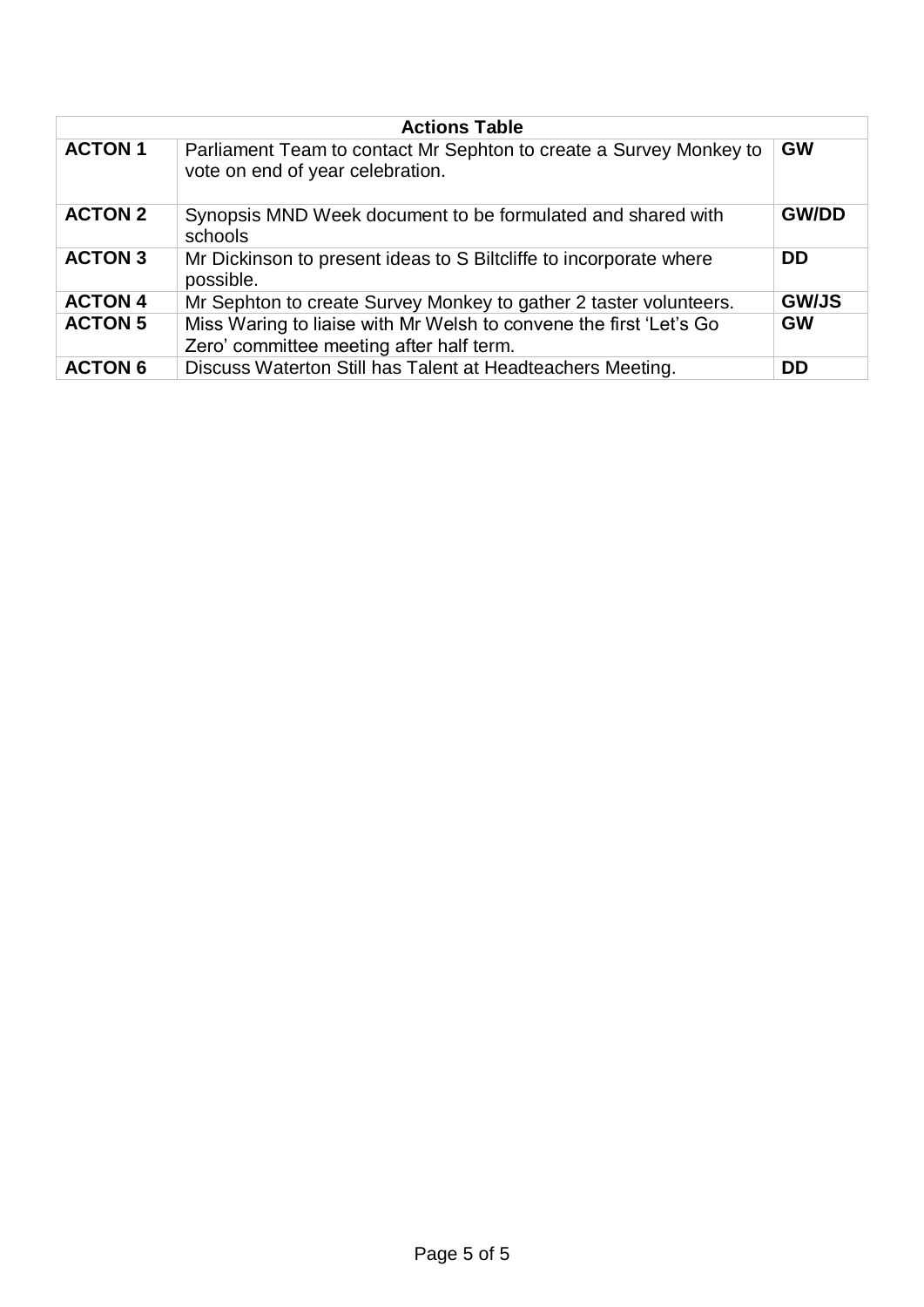| Actions Table | | |
|---|---|---|
| **ACTON 1** | Parliament Team to contact Mr Sephton to create a Survey Monkey to vote on end of year celebration. | **GW** |
| **ACTON 2** | Synopsis MND Week document to be formulated and shared with schools | **GW/DD** |
| **ACTON 3** | Mr Dickinson to present ideas to S Biltcliffe to incorporate where possible. | **DD** |
| **ACTON 4** | Mr Sephton to create Survey Monkey to gather 2 taster volunteers. | **GW/JS** |
| **ACTON 5** | Miss Waring to liaise with Mr Welsh to convene the first 'Let's Go Zero' committee meeting after half term. | **GW** |
| **ACTON 6** | Discuss Waterton Still has Talent at Headteachers Meeting. | **DD** |